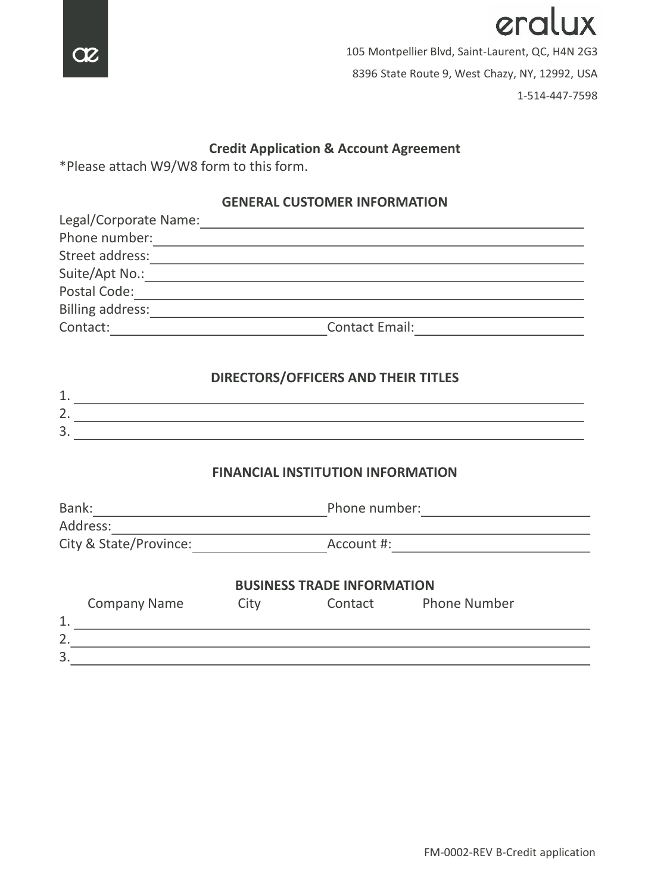eralux

105 Montpellier Blvd, Saint-Laurent, QC, H4N 2G3

8396 State Route 9, West Chazy, NY, 12992, USA

1-514-447-7598

## Credit Application & Account Agreement

*Please attach W9/W8 form to this form.

### GENERAL CUSTOMER INFORMATION

Legal/Corporate Name: ______________________________________________

Phone number: ______________________________________________

Street address: ______________________________________________

Suite/Apt No.: ______________________________________________

Postal Code: ______________________________________________

Billing address: ______________________________________________

Contact: ______________________ Contact Email: ______________________

### DIRECTORS/OFFICERS AND THEIR TITLES

1. ______________________________________________
2. ______________________________________________
3. ______________________________________________

### FINANCIAL INSTITUTION INFORMATION

Bank: ______________________ Phone number: ______________________

Address: ______________________________________________

City & State/Province: ______________________ Account #: ______________________

### BUSINESS TRADE INFORMATION

| | Company Name | City | Contact | Phone Number |
|---|---|---|---|---|
| 1. | | | | |
| 2. | | | | |
| 3. | | | | |

FM-0002-REV B-Credit application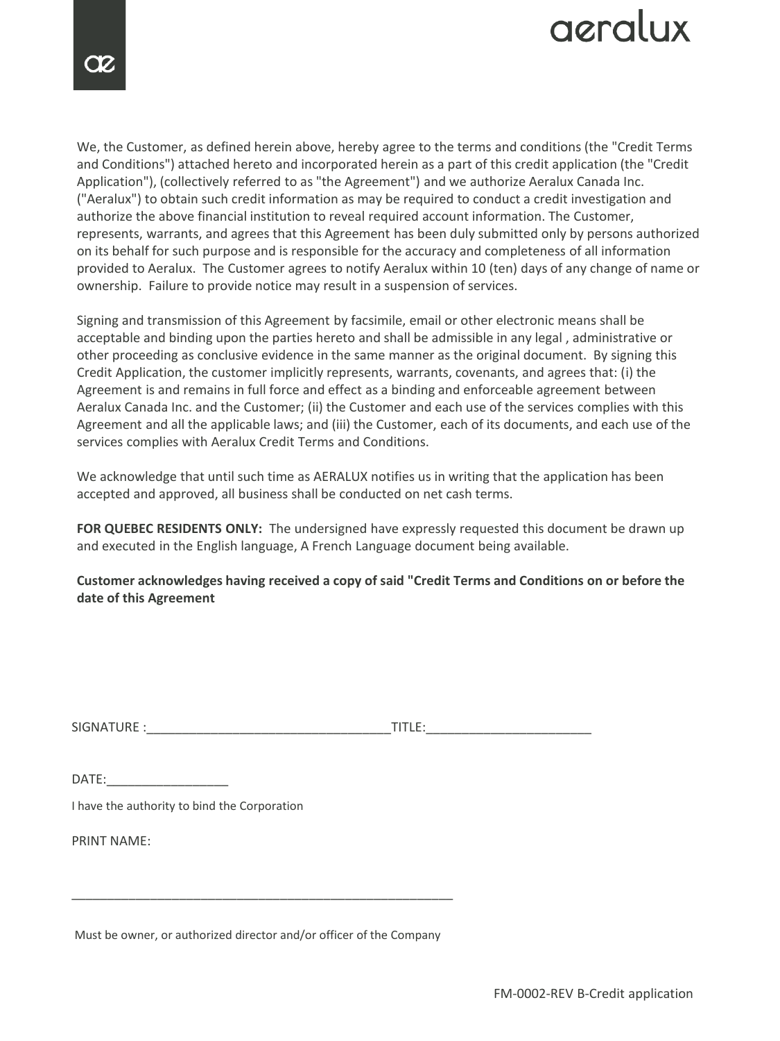We, the Customer, as defined herein above, hereby agree to the terms and conditions (the "Credit Terms and Conditions") attached hereto and incorporated herein as a part of this credit application (the "Credit Application"), (collectively referred to as "the Agreement") and we authorize Aeralux Canada Inc. ("Aeralux") to obtain such credit information as may be required to conduct a credit investigation and authorize the above financial institution to reveal required account information. The Customer, represents, warrants, and agrees that this Agreement has been duly submitted only by persons authorized on its behalf for such purpose and is responsible for the accuracy and completeness of all information provided to Aeralux. The Customer agrees to notify Aeralux within 10 (ten) days of any change of name or ownership. Failure to provide notice may result in a suspension of services.

Signing and transmission of this Agreement by facsimile, email or other electronic means shall be acceptable and binding upon the parties hereto and shall be admissible in any legal , administrative or other proceeding as conclusive evidence in the same manner as the original document. By signing this Credit Application, the customer implicitly represents, warrants, covenants, and agrees that: (i) the Agreement is and remains in full force and effect as a binding and enforceable agreement between Aeralux Canada Inc. and the Customer; (ii) the Customer and each use of the services complies with this Agreement and all the applicable laws; and (iii) the Customer, each of its documents, and each use of the services complies with Aeralux Credit Terms and Conditions.

We acknowledge that until such time as AERALUX notifies us in writing that the application has been accepted and approved, all business shall be conducted on net cash terms.

**FOR QUEBEC RESIDENTS ONLY:** The undersigned have expressly requested this document be drawn up and executed in the English language, A French Language document being available.

**Customer acknowledges having received a copy of said "Credit Terms and Conditions on or before the date of this Agreement**

SIGNATURE :__________________________________TITLE:_______________________

DATE:_________________

I have the authority to bind the Corporation

PRINT NAME:

_______________________________________________________

Must be owner, or authorized director and/or officer of the Company

FM-0002-REV B-Credit application